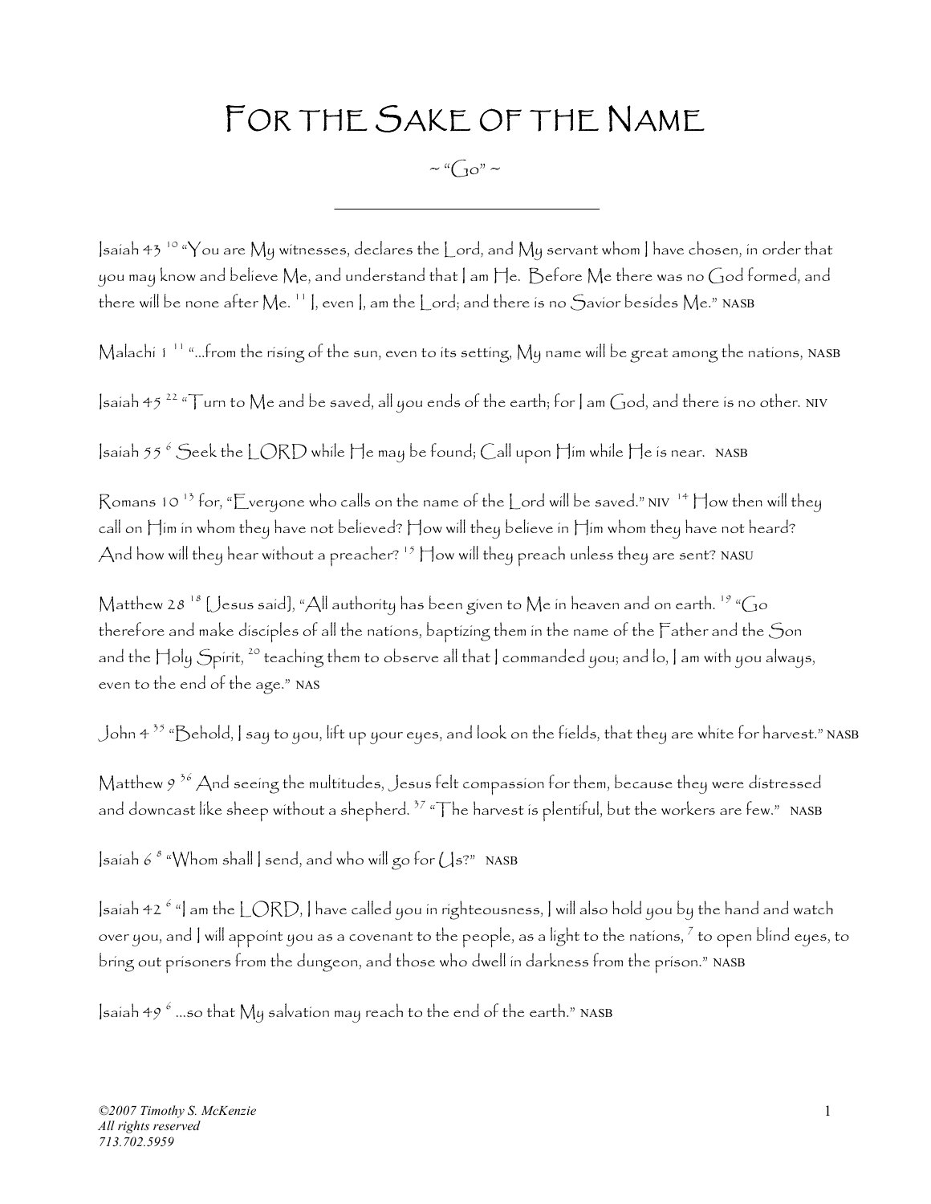# For the Sake of the Name

~ "Go" ~

---

Isaiah 43 [10] "You are My witnesses, declares the Lord, and My servant whom I have chosen, in order that you may know and believe Me, and understand that I am He. Before Me there was no God formed, and there will be none after Me. [11] I, even I, am the Lord; and there is no Savior besides Me." NASB

Malachi 1 [11] "...from the rising of the sun, even to its setting, My name will be great among the nations, NASB

Isaiah 45 [22] "Turn to Me and be saved, all you ends of the earth; for I am God, and there is no other. NIV

Isaiah 55 [6] Seek the LORD while He may be found; Call upon Him while He is near. NASB

Romans 10 [13] for, "Everyone who calls on the name of the Lord will be saved." NIV [14] How then will they call on Him in whom they have not believed? How will they believe in Him whom they have not heard? And how will they hear without a preacher? [15] How will they preach unless they are sent? NASU

Matthew 28 [18] [Jesus said], "All authority has been given to Me in heaven and on earth. [19] "Go therefore and make disciples of all the nations, baptizing them in the name of the Father and the Son and the Holy Spirit, [20] teaching them to observe all that I commanded you; and lo, I am with you always, even to the end of the age." NAS

John 4 [35] "Behold, I say to you, lift up your eyes, and look on the fields, that they are white for harvest." NASB

Matthew 9 [36] And seeing the multitudes, Jesus felt compassion for them, because they were distressed and downcast like sheep without a shepherd. [37] "The harvest is plentiful, but the workers are few." NASB

Isaiah 6 [8] "Whom shall I send, and who will go for Us?" NASB

Isaiah 42 [6] "I am the LORD, I have called you in righteousness, I will also hold you by the hand and watch over you, and I will appoint you as a covenant to the people, as a light to the nations, [7] to open blind eyes, to bring out prisoners from the dungeon, and those who dwell in darkness from the prison." NASB

Isaiah 49 [6] ...so that My salvation may reach to the end of the earth." NASB

*©2007 Timothy S. McKenzie*
*All rights reserved*
*713.702.5959*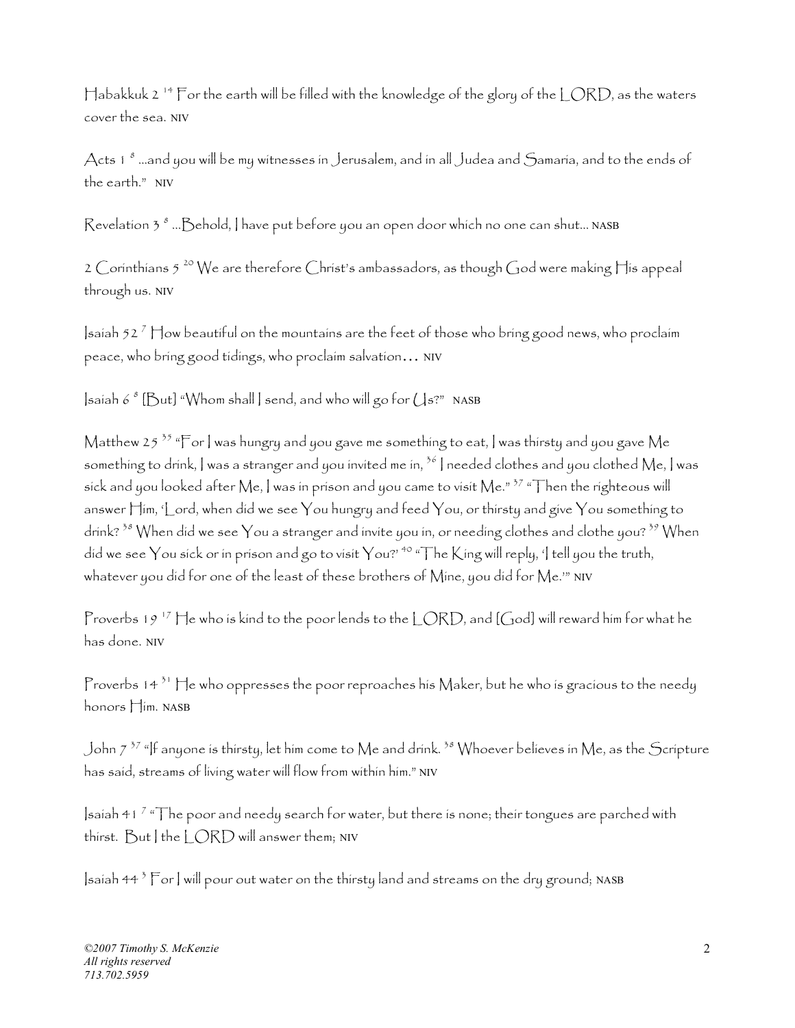Habakkuk 2 [14] For the earth will be filled with the knowledge of the glory of the LORD, as the waters cover the sea. NIV

Acts 1 [8] ...and you will be my witnesses in Jerusalem, and in all Judea and Samaria, and to the ends of the earth." NIV

Revelation 3 [8] ...Behold, I have put before you an open door which no one can shut... NASB

2 Corinthians 5 [20] We are therefore Christ's ambassadors, as though God were making His appeal through us. NIV

Isaiah 52 [7] How beautiful on the mountains are the feet of those who bring good news, who proclaim peace, who bring good tidings, who proclaim salvation… NIV

Isaiah 6 [8] [But] "Whom shall I send, and who will go for Us?" NASB

Matthew 25 [35] "For I was hungry and you gave me something to eat, I was thirsty and you gave Me something to drink, I was a stranger and you invited me in, [36] I needed clothes and you clothed Me, I was sick and you looked after Me, I was in prison and you came to visit Me." [37] "Then the righteous will answer Him, 'Lord, when did we see You hungry and feed You, or thirsty and give You something to drink? [38] When did we see You a stranger and invite you in, or needing clothes and clothe you? [39] When did we see You sick or in prison and go to visit You?' [40] "The King will reply, 'I tell you the truth, whatever you did for one of the least of these brothers of Mine, you did for Me.'" NIV

Proverbs 19 [17] He who is kind to the poor lends to the LORD, and [God] will reward him for what he has done. NIV

Proverbs 14 [31] He who oppresses the poor reproaches his Maker, but he who is gracious to the needy honors Him. NASB

John 7 [37] "If anyone is thirsty, let him come to Me and drink. [38] Whoever believes in Me, as the Scripture has said, streams of living water will flow from within him." NIV

Isaiah 41 [7] "The poor and needy search for water, but there is none; their tongues are parched with thirst. But I the LORD will answer them; NIV

Isaiah 44 [3] For I will pour out water on the thirsty land and streams on the dry ground; NASB

*©2007 Timothy S. McKenzie*
*All rights reserved*
*713.702.5959*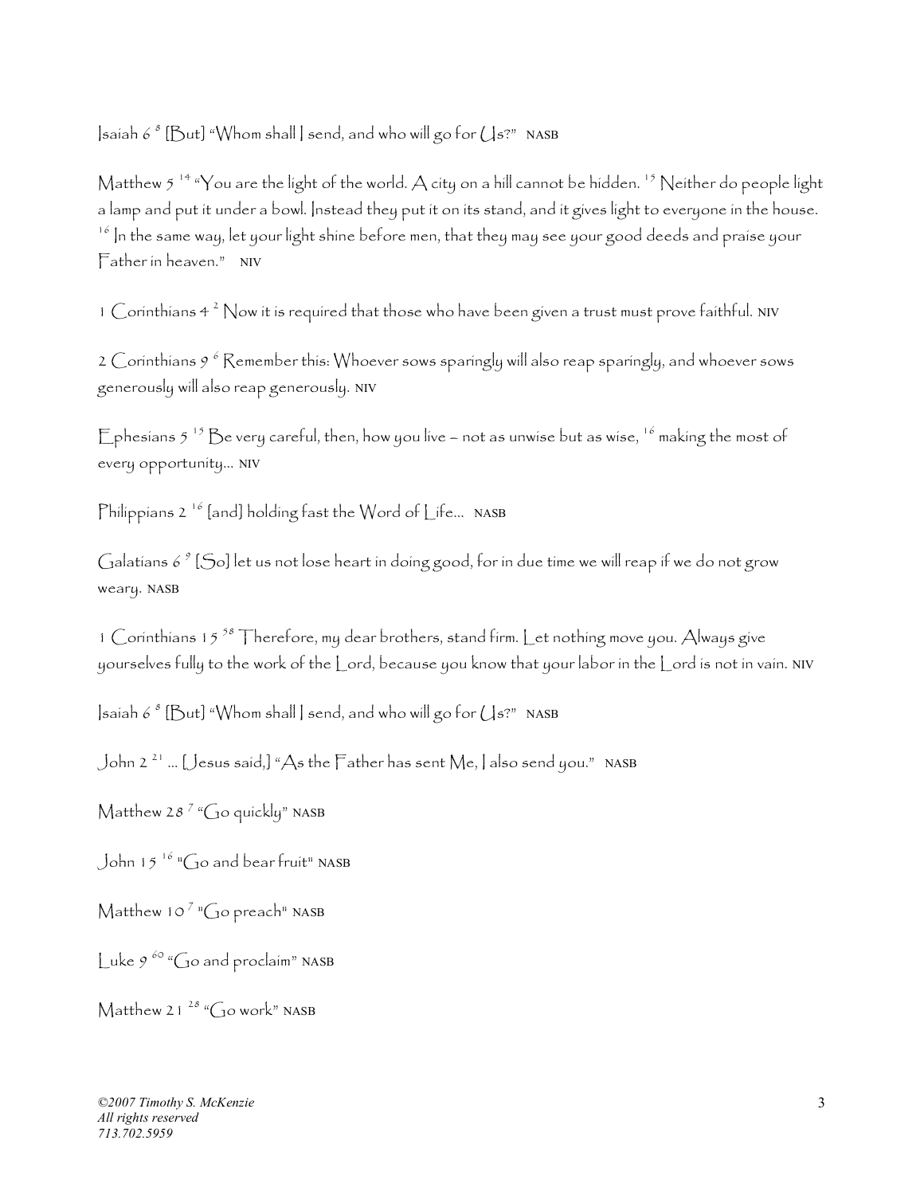Isaiah 6 [8] [But] "Whom shall I send, and who will go for Us?" NASB

Matthew 5 [14] "You are the light of the world. A city on a hill cannot be hidden. [15] Neither do people light a lamp and put it under a bowl. Instead they put it on its stand, and it gives light to everyone in the house. [16] In the same way, let your light shine before men, that they may see your good deeds and praise your Father in heaven." NIV

1 Corinthians 4 [2] Now it is required that those who have been given a trust must prove faithful. NIV

2 Corinthians 9 [6] Remember this: Whoever sows sparingly will also reap sparingly, and whoever sows generously will also reap generously. NIV

Ephesians 5 [15] Be very careful, then, how you live – not as unwise but as wise, [16] making the most of every opportunity... NIV

Philippians 2 [16] [and] holding fast the Word of Life... NASB

Galatians 6 [9] [So] let us not lose heart in doing good, for in due time we will reap if we do not grow weary. NASB

1 Corinthians 15 [58] Therefore, my dear brothers, stand firm. Let nothing move you. Always give yourselves fully to the work of the Lord, because you know that your labor in the Lord is not in vain. NIV

Isaiah 6 [8] [But] "Whom shall I send, and who will go for Us?" NASB

John 2 [21] ... [Jesus said,] "As the Father has sent Me, I also send you." NASB

Matthew 28 [7] "Go quickly" NASB

John 15 [16] "Go and bear fruit" NASB

Matthew 10 [7] "Go preach" NASB

Luke 9 [60] "Go and proclaim" NASB

Matthew 21 [28] "Go work" NASB

*©2007 Timothy S. McKenzie*
*All rights reserved*
*713.702.5959*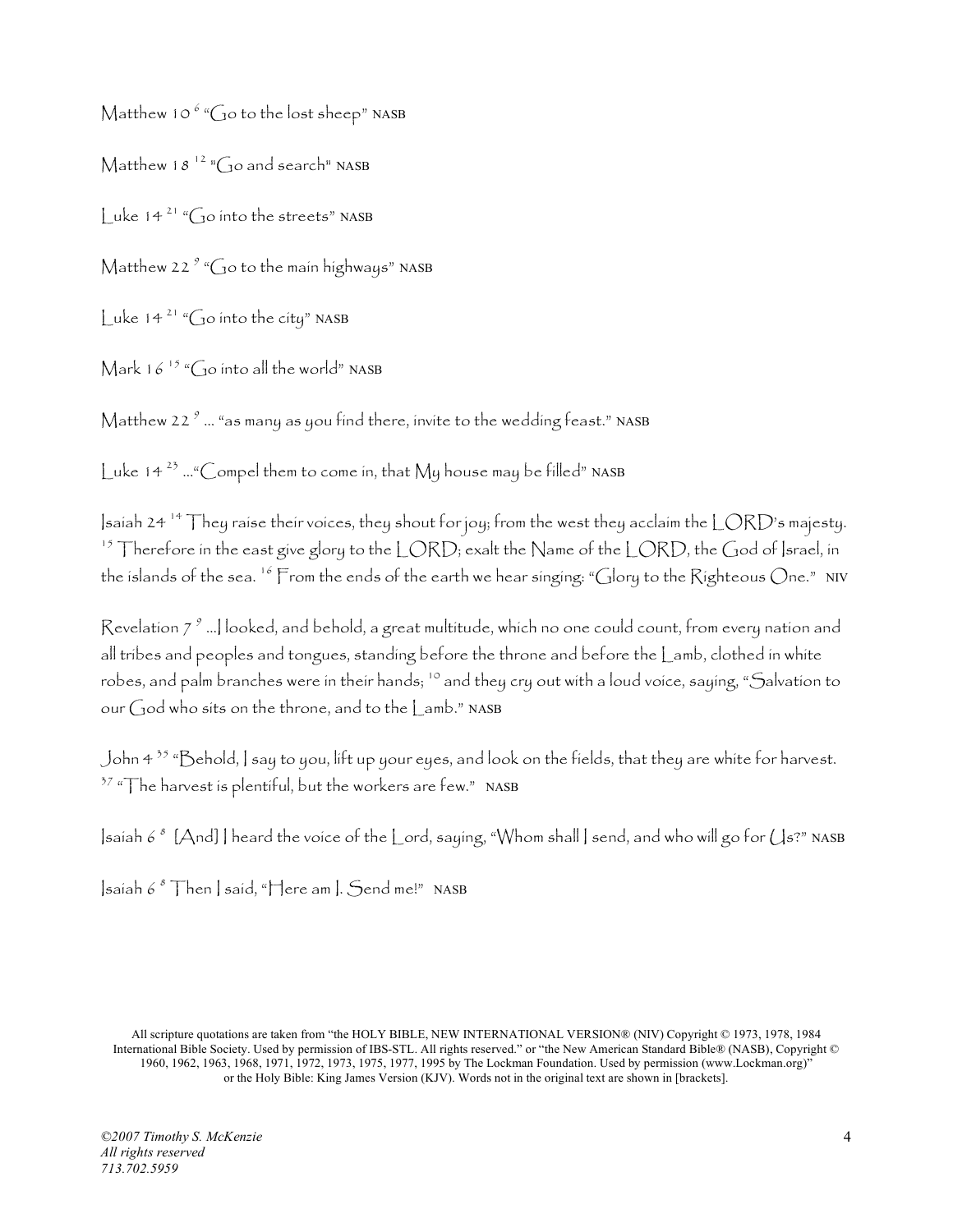Matthew 10 [6] "Go to the lost sheep" NASB

Matthew 18 [12] "Go and search" NASB

Luke 14 [21] "Go into the streets" NASB

Matthew 22 [9] "Go to the main highways" NASB

Luke 14 [21] "Go into the city" NASB

Mark 16 [15] "Go into all the world" NASB

Matthew 22 [9] ... "as many as you find there, invite to the wedding feast." NASB

Luke 14 [23] ..."Compel them to come in, that My house may be filled" NASB

Isaiah 24 [14] They raise their voices, they shout for joy; from the west they acclaim the LORD's majesty. [15] Therefore in the east give glory to the LORD; exalt the Name of the LORD, the God of Israel, in the islands of the sea. [16] From the ends of the earth we hear singing: "Glory to the Righteous One." NIV

Revelation 7 [9] ...I looked, and behold, a great multitude, which no one could count, from every nation and all tribes and peoples and tongues, standing before the throne and before the Lamb, clothed in white robes, and palm branches were in their hands; [10] and they cry out with a loud voice, saying, "Salvation to our God who sits on the throne, and to the Lamb." NASB

John 4 [35] "Behold, I say to you, lift up your eyes, and look on the fields, that they are white for harvest. [37] "The harvest is plentiful, but the workers are few." NASB

Isaiah 6 [8] [And] I heard the voice of the Lord, saying, "Whom shall I send, and who will go for Us?" NASB

Isaiah 6 [8] Then I said, "Here am I. Send me!" NASB

All scripture quotations are taken from "the HOLY BIBLE, NEW INTERNATIONAL VERSION® (NIV) Copyright © 1973, 1978, 1984 International Bible Society. Used by permission of IBS-STL. All rights reserved." or "the New American Standard Bible® (NASB), Copyright © 1960, 1962, 1963, 1968, 1971, 1972, 1973, 1975, 1977, 1995 by The Lockman Foundation. Used by permission (www.Lockman.org)" or the Holy Bible: King James Version (KJV). Words not in the original text are shown in [brackets].

*©2007 Timothy S. McKenzie*
*All rights reserved*
*713.702.5959*